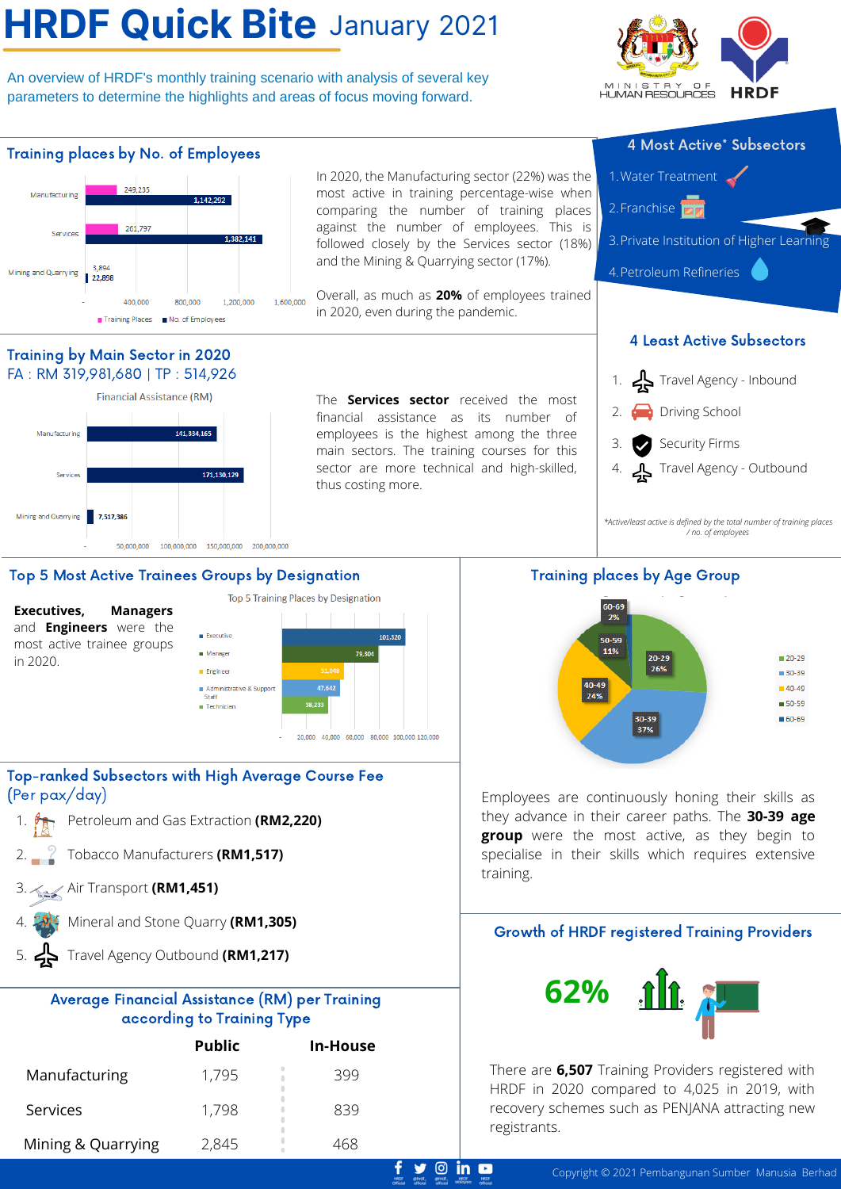# HRDF Quick Bite January 2021

An overview of HRDF's monthly training scenario with analysis of several key parameters to determine the highlights and areas of focus moving forward.

## Training places by No. of Employees

| Sector | Training Places | No. of Employees |
|---|---|---|
| Manufacturing | 249,235 | 1,142,292 |
| Services | 261,797 | 1,382,141 |
| Mining and Quarrying | 3,894 | 22,898 |

In 2020, the Manufacturing sector (22%) was the most active in training percentage-wise when comparing the number of training places against the number of employees. This is followed closely by the Services sector (18%) and the Mining & Quarrying sector (17%).

Overall, as much as **20%** of employees trained in 2020, even during the pandemic.

## 4 Most Active* Subsectors

1. Water Treatment
2. Franchise
3. Private Institution of Higher Learning
4. Petroleum Refineries

## Training by Main Sector in 2020

FA : RM 319,981,680 | TP : 514,926

Financial Assistance (RM)

| Sector | Financial Assistance (RM) |
|---|---|
| Manufacturing | 141,334,165 |
| Services | 171,130,129 |
| Mining and Quarrying | 7,517,386 |

The **Services sector** received the most financial assistance as its number of employees is the highest among the three main sectors. The training courses for this sector are more technical and high-skilled, thus costing more.

## 4 Least Active Subsectors

1. Travel Agency - Inbound
2. Driving School
3. Security Firms
4. Travel Agency - Outbound

*Active/least active is defined by the total number of training places / no. of employees

## Top 5 Most Active Trainees Groups by Designation

**Executives, Managers** and **Engineers** were the most active trainee groups in 2020.

Top 5 Training Places by Designation

| Designation | Training Places |
|---|---|
| Executive | 101,320 |
| Manager | 79,304 |
| Engineer | 51,048 |
| Administrative & Support Staff | 47,642 |
| Technician | 38,233 |

## Training places by Age Group

| Age Group | Share |
|---|---|
| 20-29 | 26% |
| 30-39 | 37% |
| 40-49 | 24% |
| 50-59 | 11% |
| 60-69 | 2% |

Employees are continuously honing their skills as they advance in their career paths. The **30-39 age group** were the most active, as they begin to specialise in their skills which requires extensive training.

## Top-ranked Subsectors with High Average Course Fee (Per pax/day)

1. Petroleum and Gas Extraction **(RM2,220)**
2. Tobacco Manufacturers **(RM1,517)**
3. Air Transport **(RM1,451)**
4. Mineral and Stone Quarry **(RM1,305)**
5. Travel Agency Outbound **(RM1,217)**

## Growth of HRDF registered Training Providers

**62%**

There are **6,507** Training Providers registered with HRDF in 2020 compared to 4,025 in 2019, with recovery schemes such as PENJANA attracting new registrants.

## Average Financial Assistance (RM) per Training according to Training Type

| | Public | In-House |
|---|---|---|
| Manufacturing | 1,795 | 399 |
| Services | 1,798 | 839 |
| Mining & Quarrying | 2,845 | 468 |

Copyright © 2021 Pembangunan Sumber Manusia Berhad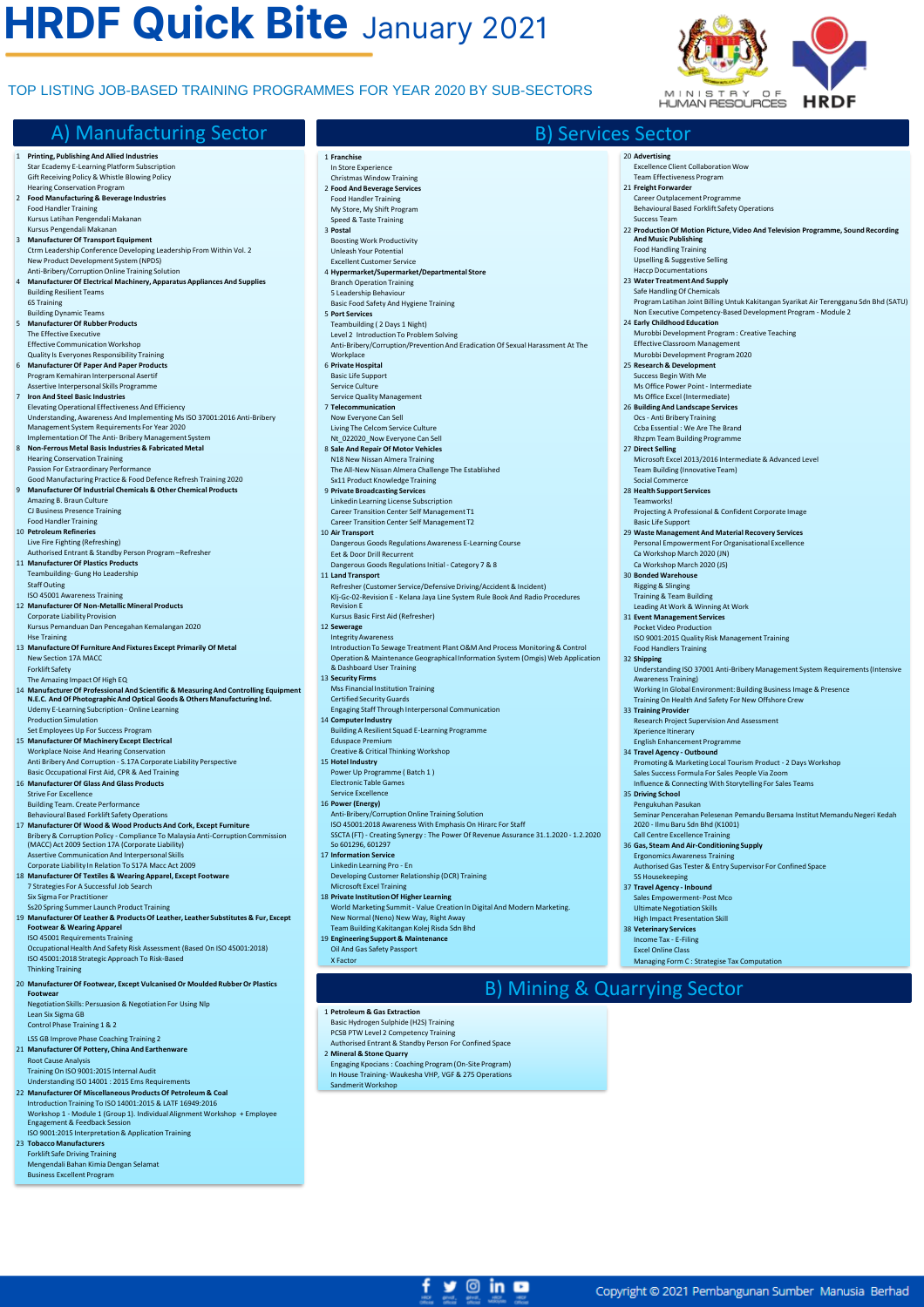# HRDF Quick Bite January 2021

MINISTRY OF HUMAN RESOURCES HRDF

TOP LISTING JOB-BASED TRAINING PROGRAMMES FOR YEAR 2020 BY SUB-SECTORS

## A) Manufacturing Sector

1. **Printing, Publishing And Allied Industries**
   - Star Ecademy E-Learning Platform Subscription
   - Gift Receiving Policy & Whistle Blowing Policy
   - Hearing Conservation Program
2. **Food Manufacturing & Beverage Industries**
   - Food Handler Training
   - Kursus Latihan Pengendali Makanan
   - Kursus Pengendali Makanan
3. **Manufacturer Of Transport Equipment**
   - Ctrm Leadership Conference Developing Leadership From Within Vol. 2
   - New Product Development System (NPDS)
   - Anti-Bribery/Corruption Online Training Solution
4. **Manufacturer Of Electrical Machinery, Apparatus Appliances And Supplies**
   - Building Resilient Teams
   - 6S Training
   - Building Dynamic Teams
5. **Manufacturer Of Rubber Products**
   - The Effective Executive
   - Effective Communication Workshop
   - Quality Is Everyones Responsibility Training
6. **Manufacturer Of Paper And Paper Products**
   - Program Kemahiran Interpersonal Asertif
   - Assertive Interpersonal Skills Programme
7. **Iron And Steel Basic Industries**
   - Elevating Operational Effectiveness And Efficiency
   - Understanding, Awareness And Implementing Ms ISO 37001:2016 Anti-Bribery Management System Requirements For Year 2020
   - Implementation Of The Anti- Bribery Management System
8. **Non-Ferrous Metal Basis Industries & Fabricated Metal**
   - Hearing Conservation Training
   - Passion For Extraordinary Performance
   - Good Manufacturing Practice & Food Defence Refresh Training 2020
9. **Manufacturer Of Industrial Chemicals & Other Chemical Products**
   - Amazing B. Braun Culture
   - CJ Business Presence Training
   - Food Handler Training
10. **Petroleum Refineries**
    - Live Fire Fighting (Refreshing)
    - Authorised Entrant & Standby Person Program –Refresher
11. **Manufacturer Of Plastics Products**
    - Teambuilding- Gung Ho Leadership
    - Staff Outing
    - ISO 45001 Awareness Training
12. **Manufacturer Of Non-Metallic Mineral Products**
    - Corporate Liability Provision
    - Kursus Pemanduan Dan Pencegahan Kemalangan 2020
    - Hse Training
13. **Manufacture Of Furniture And Fixtures Except Primarily Of Metal**
    - New Section 17A MACC
    - Forklift Safety
    - The Amazing Impact Of High EQ
14. **Manufacturer Of Professional And Scientific & Measuring And Controlling Equipment N.E.C. And Of Photographic And Optical Goods & Others Manufacturing Ind.**
    - Udemy E-Learning Subscription - Online Learning
    - Production Simulation
    - Set Employees Up For Success Program
15. **Manufacturer Of Machinery Except Electrical**
    - Workplace Noise And Hearing Conservation
    - Anti Bribery And Corruption - S.17A Corporate Liability Perspective
    - Basic Occupational First Aid, CPR & Aed Training
16. **Manufacturer Of Glass And Glass Products**
    - Strive For Excellence
    - Building Team. Create Performance
    - Behavioural Based Forklift Safety Operations
17. **Manufacturer Of Wood & Wood Products And Cork, Except Furniture**
    - Bribery & Corruption Policy - Compliance To Malaysia Anti-Corruption Commission (MACC) Act 2009 Section 17A (Corporate Liability)
    - Assertive Communication And Interpersonal Skills
    - Corporate Liability In Relation To S17A Macc Act 2009
18. **Manufacturer Of Textiles & Wearing Apparel, Except Footware**
    - 7 Strategies For A Successful Job Search
    - Six Sigma For Practitioner
    - Ss20 Spring Summer Launch Product Training
19. **Manufacturer Of Leather & Products Of Leather, Leather Substitutes & Fur, Except Footwear & Wearing Apparel**
    - ISO 45001 Requirements Training
    - Occupational Health And Safety Risk Assessment (Based On ISO 45001:2018)
    - ISO 45001:2018 Strategic Approach To Risk-Based Thinking Training
20. **Manufacturer Of Footware, Except Vulcanised Or Moulded Rubber Or Plastics Footwear**
    - Negotiation Skills: Persuasion & Negotiation For Using Nlp
    - Lean Six Sigma GB Control Phase Training 1 & 2
    - LSS GB Improve Phase Coaching Training 2
21. **Manufacturer Of Pottery, China And Earthenware**
    - Root Cause Analysis
    - Training On ISO 9001:2015 Internal Audit
    - Understanding ISO 14001 : 2015 Ems Requirements
22. **Manufacturer Of Miscellaneous Products Of Petroleum & Coal**
    - Introduction Training To ISO 14001:2015 & LATF 16949:2016
    - Workshop 1 - Module 1 (Group 1). Individual Alignment Workshop + Employee Engagement & Feedback Session
    - ISO 9001:2015 Interpretation & Application Training
23. **Tobacco Manufacturers**
    - Forklift Safe Driving Training
    - Mengendali Bahan Kimia Dengan Selamat
    - Business Excellent Program

## B) Services Sector

1. **Franchise**
   - In Store Experience
   - Christmas Window Training
2. **Food And Beverage Services**
   - Food Handler Training
   - My Store, My Shift Program
   - Speed & Taste Training
3. **Postal**
   - Boosting Work Productivity
   - Unleash Your Potential
   - Excellent Customer Service
4. **Hypermarket/Supermarket/Departmental Store**
   - Branch Operation Training
   - 5 Leadership Behaviour
   - Basic Food Safety And Hygiene Training
5. **Port Services**
   - Teambuilding ( 2 Days 1 Night)
   - Level 2 Introduction To Problem Solving
   - Anti-Bribery/Corruption/Prevention And Eradication Of Sexual Harassment At The Workplace
6. **Private Hospital**
   - Basic Life Support
   - Service Culture
   - Service Quality Management
7. **Telecommunication**
   - Now Everyone Can Sell
   - Living The Celcom Service Culture
   - Nt_022020 _Now Everyone Can Sell
8. **Sale And Repair Of Motor Vehicles**
   - N18 New Nissan Almera Training
   - The All-New Nissan Almera Challenge The Established
   - Sx11 Product Knowledge Training
9. **Private Broadcasting Services**
   - Linkedin Learning License Subscription
   - Career Transition Center Self Management T1
   - Career Transition Center Self Management T2
10. **Air Transport**
    - Dangerous Goods Regulations Awareness E-Learning Course
    - Eet & Door Drill Recurrent
    - Dangerous Goods Regulations Initial - Category 7 & 8
11. **Land Transport**
    - Refresher (Customer Service/Defensive Driving/Accident & Incident)
    - Klj-Gc-02-Revision E - Kelana Jaya Line System Rule Book And Radio Procedures Revision E
    - Kursus Basic First Aid (Refresher)
12. **Sewerage**
    - Integrity Awareness
    - Introduction To Sewage Treatment Plant O&M And Process Monitoring & Control
    - Operation & Maintenance Geographical Information System (Omgis) Web Application & Dashboard User Training
13. **Security Firms**
    - Mss Financial Institution Training
    - Certified Security Guards
    - Engaging Staff Through Interpersonal Communication
14. **Computer Industry**
    - Building A Resilient Squad E-Learning Programme
    - Eduspace Premium
    - Creative & Critical Thinking Workshop
15. **Hotel Industry**
    - Power Up Programme ( Batch 1 )
    - Electronic Table Games
    - Service Excellence
16. **Power (Energy)**
    - Anti-Bribery/Corruption Online Training Solution
    - ISO 45001:2018 Awareness With Emphasis On Hirarc For Staff
    - SSCTA (FT) - Creating Synergy : The Power Of Revenue Assurance 31.1.2020 - 1.2.2020 So 601296, 601297
17. **Information Service**
    - Linkedin Learning Pro - En
    - Developing Customer Relationship (DCR) Training
    - Microsoft Excel Training
18. **Private Institution Of Higher Learning**
    - World Marketing Summit - Value Creation In Digital And Modern Marketing.
    - New Normal (Neno) New Way, Right Away
    - Team Building Kakitangan Kolej Risda Sdn Bhd
19. **Engineering Support & Maintenance**
    - Oil And Gas Safety Passport
    - X Factor
20. **Advertising**
    - Excellence Client Collaboration Wow
    - Team Effectiveness Program
21. **Freight Forwarder**
    - Career Outplacement Programme
    - Behavioural Based Forklift Safety Operations
    - Success Team
22. **Production Of Motion Picture, Video And Television Programme, Sound Recording And Music Publishing**
    - Food Handling Training
    - Upselling & Suggestive Selling
    - Haccp Documentations
23. **Water Treatment And Supply**
    - Safe Handling Of Chemicals
    - Program Latihan Joint Billing Untuk Kakitangan Syarikat Air Terengganu Sdn Bhd (SATU)
    - Non Executive Competency-Based Development Program - Module 2
24. **Early Childhood Education**
    - Murobbi Development Program : Creative Teaching
    - Effective Classroom Management
    - Murobbi Development Program 2020
25. **Research & Development**
    - Success Begin With Me
    - Ms Office Power Point - Intermediate
    - Ms Office Excel (Intermediate)
26. **Building And Landscape Services**
    - Ocs - Anti Bribery Training
    - Ccba Essential : We Are The Brand
    - Rhzpm Team Building Programme
27. **Direct Selling**
    - Microsoft Excel 2013/2016 Intermediate & Advanced Level
    - Team Building (Innovative Team)
    - Social Commerce
28. **Health Support Services**
    - Teamworks!
    - Projecting A Professional & Confident Corporate Image
    - Basic Life Support
29. **Waste Management And Material Recovery Services**
    - Personal Empowerment For Organisational Excellence
    - Ca Workshop March 2020 (JN)
    - Ca Workshop March 2020 (JS)
30. **Bonded Warehouse**
    - Rigging & Slinging
    - Training & Team Building
    - Leading At Work & Winning At Work
31. **Event Management Services**
    - Pocket Video Production
    - ISO 9001:2015 Quality Risk Management Training
    - Food Handlers Training
32. **Shipping**
    - Understanding ISO 37001 Anti-Bribery Management System Requirements (Intensive Awareness Training)
    - Working In Global Environment: Building Business Image & Presence
    - Training On Health And Safety For New Offshore Crew
33. **Training Provider**
    - Research Project Supervision And Assessment
    - Xperience Itinerary
    - English Enhancement Programme
34. **Travel Agency - Outbound**
    - Promoting & Marketing Local Tourism Product - 2 Days Workshop
    - Sales Success Formula For Sales People Via Zoom
    - Influence & Connecting With Storytelling For Sales Teams
35. **Driving School**
    - Pengukuhan Pasukan
    - Seminar Pencerahan Pelesenan Pemandu Bersama Institut Memandu Negeri Kedah 2020 - Ilmu Baru Sdn Bhd (K1001)
    - Call Centre Excellence Training
36. **Gas, Steam And Air-Conditioning Supply**
    - Ergonomics Awareness Training
    - Authorised Gas Tester & Entry Supervisor For Confined Space
    - 5S Housekeeping
37. **Travel Agency - Inbound**
    - Sales Empowerment- Post Mco
    - Ultimate Negotiation Skills
    - High Impact Presentation Skill
38. **Veterinary Services**
    - Income Tax - E-Filing
    - Excel Online Class
    - Managing Form C : Strategise Tax Computation

## B) Mining & Quarrying Sector

1. **Petroleum & Gas Extraction**
   - Basic Hydrogen Sulphide (H2S) Training
   - PCSB PTW Level 2 Competency Training
   - Authorised Entrant & Standby Person For Confined Space
2. **Mineral & Stone Quarry**
   - Engaging Kpocians : Coaching Program (On-Site Program)
   - In House Training- Waukesha VHP, VGF & 275 Operations
   - Sandmerit Workshop

Copyright © 2021 Pembangunan Sumber Manusia Berhad